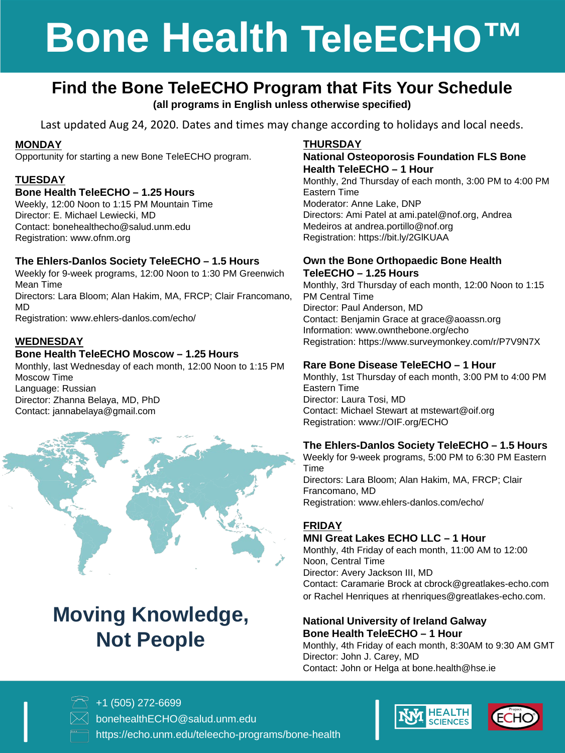# Bone Health TeleECHO™

## Find the Bone TeleECHO Program that Fits Your Schedule

**(all programs in English unless otherwise specified)**

Last updated Aug 24, 2020. Dates and times may change according to holidays and local needs.

### MONDAY

Opportunity for starting a new Bone TeleECHO program.

### TUESDAY

**Bone Health TeleECHO – 1.25 Hours**
Weekly, 12:00 Noon to 1:15 PM Mountain Time
Director: E. Michael Lewiecki, MD
Contact: bonehealthecho@salud.unm.edu
Registration: www.ofnm.org

**The Ehlers-Danlos Society TeleECHO – 1.5 Hours**
Weekly for 9-week programs, 12:00 Noon to 1:30 PM Greenwich Mean Time
Directors: Lara Bloom; Alan Hakim, MA, FRCP; Clair Francomano, MD
Registration: www.ehlers-danlos.com/echo/

### WEDNESDAY

**Bone Health TeleECHO Moscow – 1.25 Hours**
Monthly, last Wednesday of each month, 12:00 Noon to 1:15 PM Moscow Time
Language: Russian
Director: Zhanna Belaya, MD, PhD
Contact: jannabelaya@gmail.com

## Moving Knowledge, Not People

### THURSDAY

**National Osteoporosis Foundation FLS Bone Health TeleECHO – 1 Hour**
Monthly, 2nd Thursday of each month, 3:00 PM to 4:00 PM Eastern Time
Moderator: Anne Lake, DNP
Directors: Ami Patel at ami.patel@nof.org, Andrea Medeiros at andrea.portillo@nof.org
Registration: https://bit.ly/2GIKUAA

**Own the Bone Orthopaedic Bone Health TeleECHO – 1.25 Hours**
Monthly, 3rd Thursday of each month, 12:00 Noon to 1:15 PM Central Time
Director: Paul Anderson, MD
Contact: Benjamin Grace at grace@aoassn.org
Information: www.ownthebone.org/echo
Registration: https://www.surveymonkey.com/r/P7V9N7X

**Rare Bone Disease TeleECHO – 1 Hour**
Monthly, 1st Thursday of each month, 3:00 PM to 4:00 PM Eastern Time
Director: Laura Tosi, MD
Contact: Michael Stewart at mstewart@oif.org
Registration: www://OIF.org/ECHO

**The Ehlers-Danlos Society TeleECHO – 1.5 Hours**
Weekly for 9-week programs, 5:00 PM to 6:30 PM Eastern Time
Directors: Lara Bloom; Alan Hakim, MA, FRCP; Clair Francomano, MD
Registration: www.ehlers-danlos.com/echo/

### FRIDAY

**MNI Great Lakes ECHO LLC – 1 Hour**
Monthly, 4th Friday of each month, 11:00 AM to 12:00 Noon, Central Time
Director: Avery Jackson III, MD
Contact: Caramarie Brock at cbrock@greatlakes-echo.com or Rachel Henriques at rhenriques@greatlakes-echo.com.

**National University of Ireland Galway Bone Health TeleECHO – 1 Hour**
Monthly, 4th Friday of each month, 8:30AM to 9:30 AM GMT
Director: John J. Carey, MD
Contact: John or Helga at bone.health@hse.ie

+1 (505) 272-6699
bonehealthECHO@salud.unm.edu
https://echo.unm.edu/teleecho-programs/bone-health

UNM HEALTH SCIENCES | Project ECHO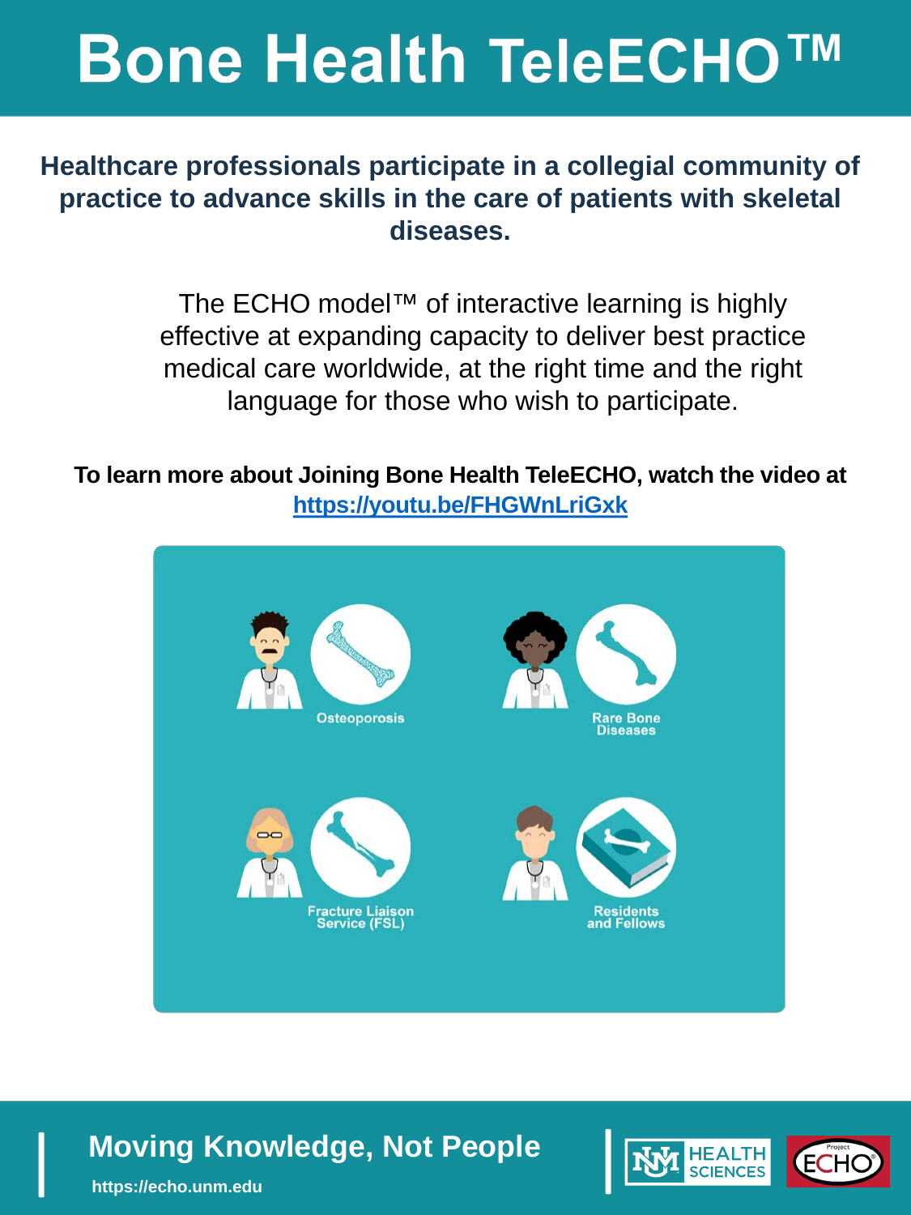# Bone Health TeleECHO™

**Healthcare professionals participate in a collegial community of practice to advance skills in the care of patients with skeletal diseases.**

The ECHO model™ of interactive learning is highly effective at expanding capacity to deliver best practice medical care worldwide, at the right time and the right language for those who wish to participate.

**To learn more about Joining Bone Health TeleECHO, watch the video at https://youtu.be/FHGWnLriGxk**

Osteoporosis

Rare Bone Diseases

Fracture Liaison Service (FSL)

Residents and Fellows

**Moving Knowledge, Not People**

**https://echo.unm.edu**

HEALTH SCIENCES

Project ECHO